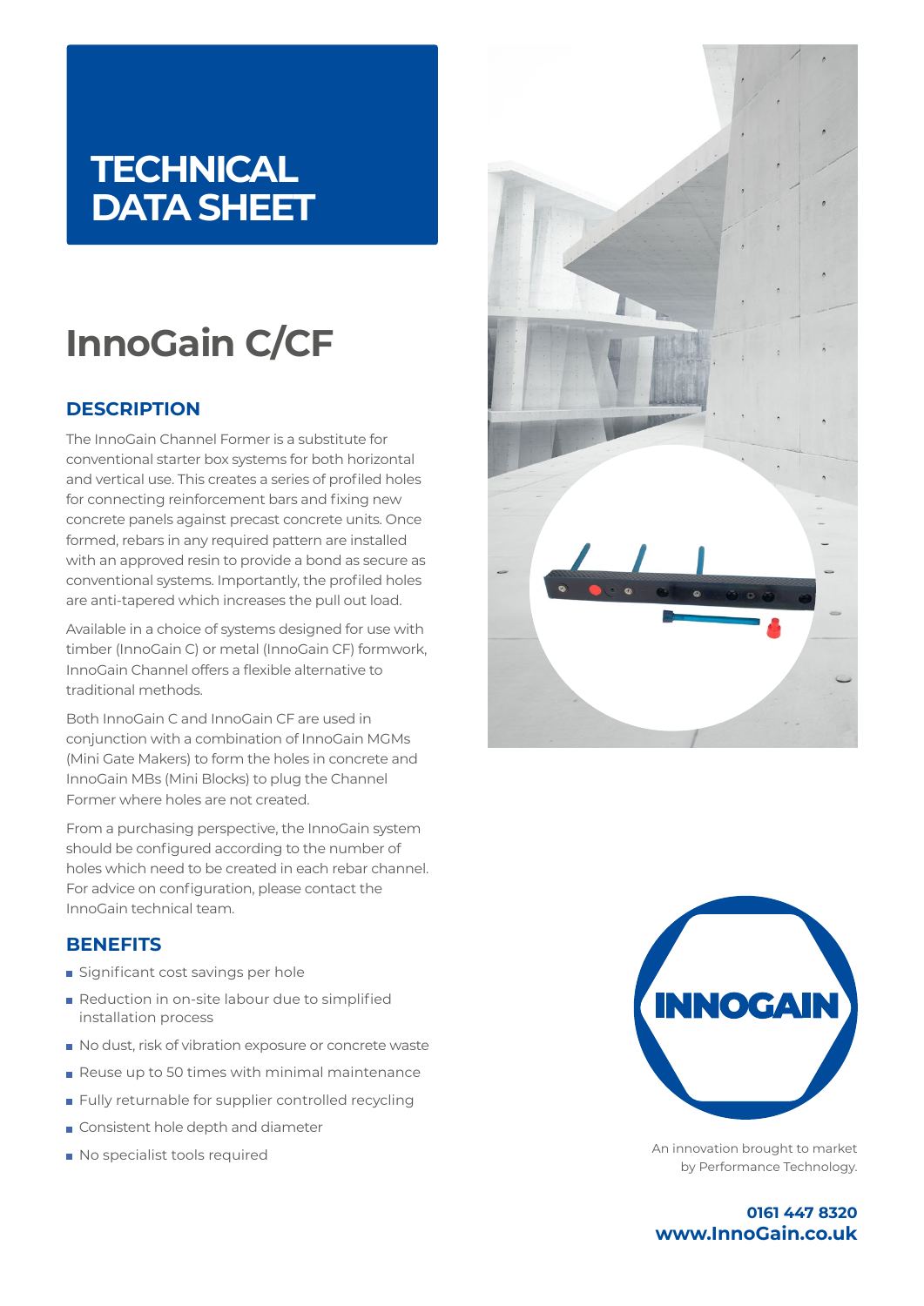# TECHNICAL DATA SHEET

# InnoGain C/CF

## DESCRIPTION

The InnoGain Channel Former is a substitute for conventional starter box systems for both horizontal and vertical use. This creates a series of profiled holes for connecting reinforcement bars and fixing new concrete panels against precast concrete units. Once formed, rebars in any required pattern are installed with an approved resin to provide a bond as secure as conventional systems. Importantly, the profiled holes are anti-tapered which increases the pull out load.

Available in a choice of systems designed for use with timber (InnoGain C) or metal (InnoGain CF) formwork, InnoGain Channel offers a flexible alternative to traditional methods.

Both InnoGain C and InnoGain CF are used in conjunction with a combination of InnoGain MGMs (Mini Gate Makers) to form the holes in concrete and InnoGain MBs (Mini Blocks) to plug the Channel Former where holes are not created.

From a purchasing perspective, the InnoGain system should be configured according to the number of holes which need to be created in each rebar channel. For advice on configuration, please contact the InnoGain technical team.

## BENEFITS

- Significant cost savings per hole
- Reduction in on-site labour due to simplified installation process
- No dust, risk of vibration exposure or concrete waste
- Reuse up to 50 times with minimal maintenance
- Fully returnable for supplier controlled recycling
- Consistent hole depth and diameter
- No specialist tools required

INNOGAIN

An innovation brought to market by Performance Technology.

**0161 447 8320**
**www.InnoGain.co.uk**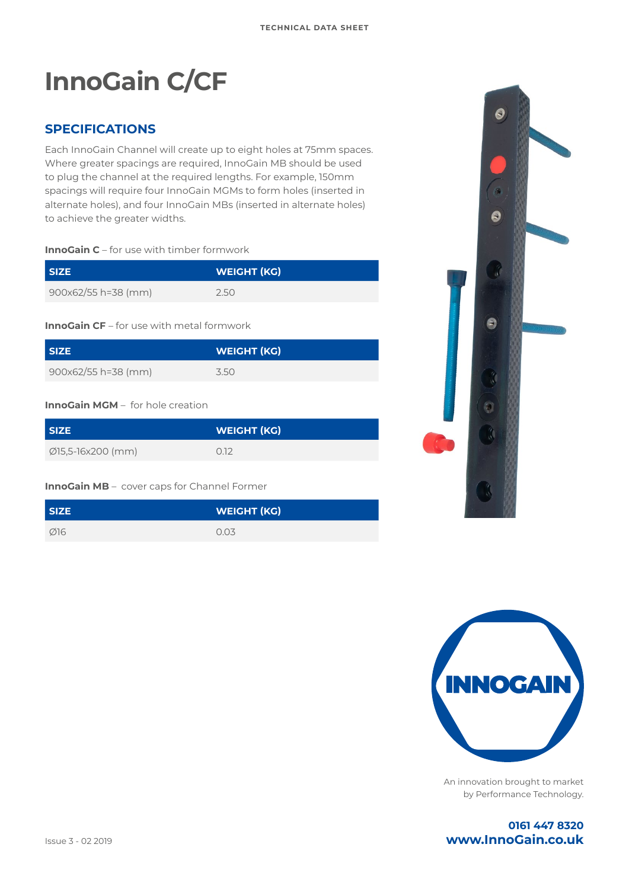# InnoGain C/CF

## SPECIFICATIONS

Each InnoGain Channel will create up to eight holes at 75mm spaces. Where greater spacings are required, InnoGain MB should be used to plug the channel at the required lengths. For example, 150mm spacings will require four InnoGain MGMs to form holes (inserted in alternate holes), and four InnoGain MBs (inserted in alternate holes) to achieve the greater widths.

**InnoGain C** – for use with timber formwork

| SIZE | WEIGHT (KG) |
|---|---|
| 900x62/55 h=38 (mm) | 2.50 |

**InnoGain CF** – for use with metal formwork

| SIZE | WEIGHT (KG) |
|---|---|
| 900x62/55 h=38 (mm) | 3.50 |

**InnoGain MGM** – for hole creation

| SIZE | WEIGHT (KG) |
|---|---|
| Ø15,5-16x200 (mm) | 0.12 |

**InnoGain MB** – cover caps for Channel Former

| SIZE | WEIGHT (KG) |
|---|---|
| Ø16 | 0.03 |

INNOGAIN

An innovation brought to market by Performance Technology.

Issue 3 - 02 2019

**0161 447 8320**
**www.InnoGain.co.uk**